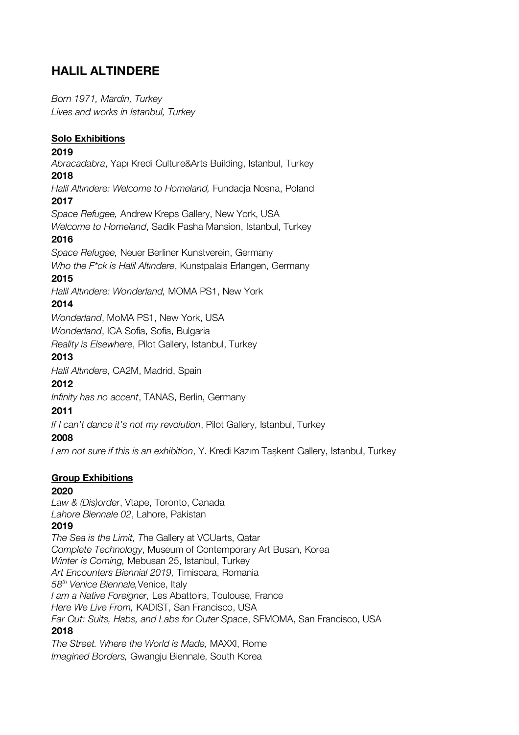# HALIL ALTINDERE

*Born 1971, Mardin, Turkey*
*Lives and works in Istanbul, Turkey*

**Solo Exhibitions**

**2019**
*Abracadabra*, Yapı Kredi Culture&Arts Building, Istanbul, Turkey

**2018**
*Halil Altındere: Welcome to Homeland,* Fundacja Nosna, Poland

**2017**
*Space Refugee,* Andrew Kreps Gallery, New York, USA
*Welcome to Homeland*, Sadik Pasha Mansion, Istanbul, Turkey

**2016**
*Space Refugee,* Neuer Berliner Kunstverein, Germany
*Who the F*ck is Halil Altındere*, Kunstpalais Erlangen, Germany

**2015**
*Halil Altındere: Wonderland,* MOMA PS1, New York

**2014**
*Wonderland*, MoMA PS1, New York, USA
*Wonderland*, ICA Sofia, Sofia, Bulgaria
*Reality is Elsewhere*, Pilot Gallery, Istanbul, Turkey

**2013**
*Halil Altındere*, CA2M, Madrid, Spain

**2012**
*Infinity has no accent*, TANAS, Berlin, Germany

**2011**
*If I can't dance it's not my revolution*, Pilot Gallery, Istanbul, Turkey

**2008**
*I am not sure if this is an exhibition*, Y. Kredi Kazım Taşkent Gallery, Istanbul, Turkey

**Group Exhibitions**

**2020**
*Law & (Dis)order*, Vtape, Toronto, Canada
*Lahore Biennale 02*, Lahore, Pakistan

**2019**
*The Sea is the Limit, T*he Gallery at VCUarts, Qatar
*Complete Technology*, Museum of Contemporary Art Busan, Korea
*Winter is Coming,* Mebusan 25, Istanbul, Turkey
*Art Encounters Biennial 2019,* Timisoara, Romania
*58th Venice Biennale,*Venice, Italy
*I am a Native Foreigner,* Les Abattoirs, Toulouse, France
*Here We Live From,* KADIST, San Francisco, USA
*Far Out: Suits, Habs, and Labs for Outer Space*, SFMOMA, San Francisco, USA

**2018**
*The Street. Where the World is Made,* MAXXI, Rome
*Imagined Borders,* Gwangju Biennale, South Korea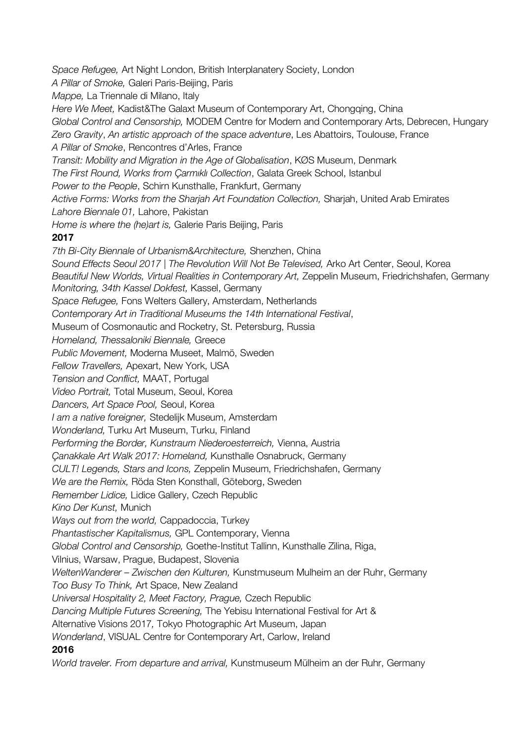*Space Refugee,* Art Night London, British Interplanatery Society, London
*A Pillar of Smoke,* Galeri Paris-Beijing, Paris
*Mappe,* La Triennale di Milano, Italy
*Here We Meet,* Kadist&The Galaxt Museum of Contemporary Art, Chongqing, China
*Global Control and Censorship,* MODEM Centre for Modern and Contemporary Arts, Debrecen, Hungary
*Zero Gravity*, *An artistic approach of the space adventure*, Les Abattoirs, Toulouse, France
*A Pillar of Smoke*, Rencontres d'Arles, France
*Transit: Mobility and Migration in the Age of Globalisation*, KØS Museum, Denmark
*The First Round, Works from Çarmıklı Collection*, Galata Greek School, Istanbul
*Power to the People*, Schirn Kunsthalle, Frankfurt, Germany
*Active Forms: Works from the Sharjah Art Foundation Collection,* Sharjah, United Arab Emirates
*Lahore Biennale 01,* Lahore, Pakistan
*Home is where the (he)art is,* Galerie Paris Beijing, Paris

**2017**

*7th Bi-City Biennale of Urbanism&Architecture,* Shenzhen, China
*Sound Effects Seoul 2017 | The Revolution Will Not Be Televised,* Arko Art Center, Seoul, Korea
*Beautiful New Worlds, Virtual Realities in Contemporary Art,* Zeppelin Museum, Friedrichshafen, Germany
*Monitoring, 34th Kassel Dokfest,* Kassel, Germany
*Space Refugee,* Fons Welters Gallery, Amsterdam, Netherlands
*Contemporary Art in Traditional Museums the 14th International Festival*,
Museum of Cosmonautic and Rocketry, St. Petersburg, Russia
*Homeland, Thessaloniki Biennale,* Greece
*Public Movement,* Moderna Museet, Malmö, Sweden
*Fellow Travellers,* Apexart, New York, USA
*Tension and Conflict,* MAAT, Portugal
*Video Portrait,* Total Museum, Seoul, Korea
*Dancers, Art Space Pool,* Seoul, Korea
*I am a native foreigner,* Stedelijk Museum, Amsterdam
*Wonderland,* Turku Art Museum, Turku, Finland
*Performing the Border, Kunstraum Niederoesterreich,* Vienna, Austria
*Çanakkale Art Walk 2017: Homeland,* Kunsthalle Osnabruck, Germany
*CULT! Legends, Stars and Icons,* Zeppelin Museum, Friedrichshafen, Germany
*We are the Remix,* Röda Sten Konsthall, Göteborg, Sweden
*Remember Lidice,* Lidice Gallery, Czech Republic
*Kino Der Kunst,* Munich
*Ways out from the world,* Cappadoccia, Turkey
*Phantastischer Kapitalismus,* GPL Contemporary, Vienna
*Global Control and Censorship,* Goethe-Institut Tallinn, Kunsthalle Zilina, Riga,
Vilnius, Warsaw, Prague, Budapest, Slovenia
*WeltenWanderer – Zwischen den Kulturen,* Kunstmuseum Mulheim an der Ruhr, Germany
*Too Busy To Think,* Art Space, New Zealand
*Universal Hospitality 2, Meet Factory, Prague,* Czech Republic
*Dancing Multiple Futures Screening,* The Yebisu International Festival for Art &
Alternative Visions 2017*,* Tokyo Photographic Art Museum, Japan
*Wonderland*, VISUAL Centre for Contemporary Art, Carlow, Ireland

**2016**

*World traveler. From departure and arrival,* Kunstmuseum Mülheim an der Ruhr, Germany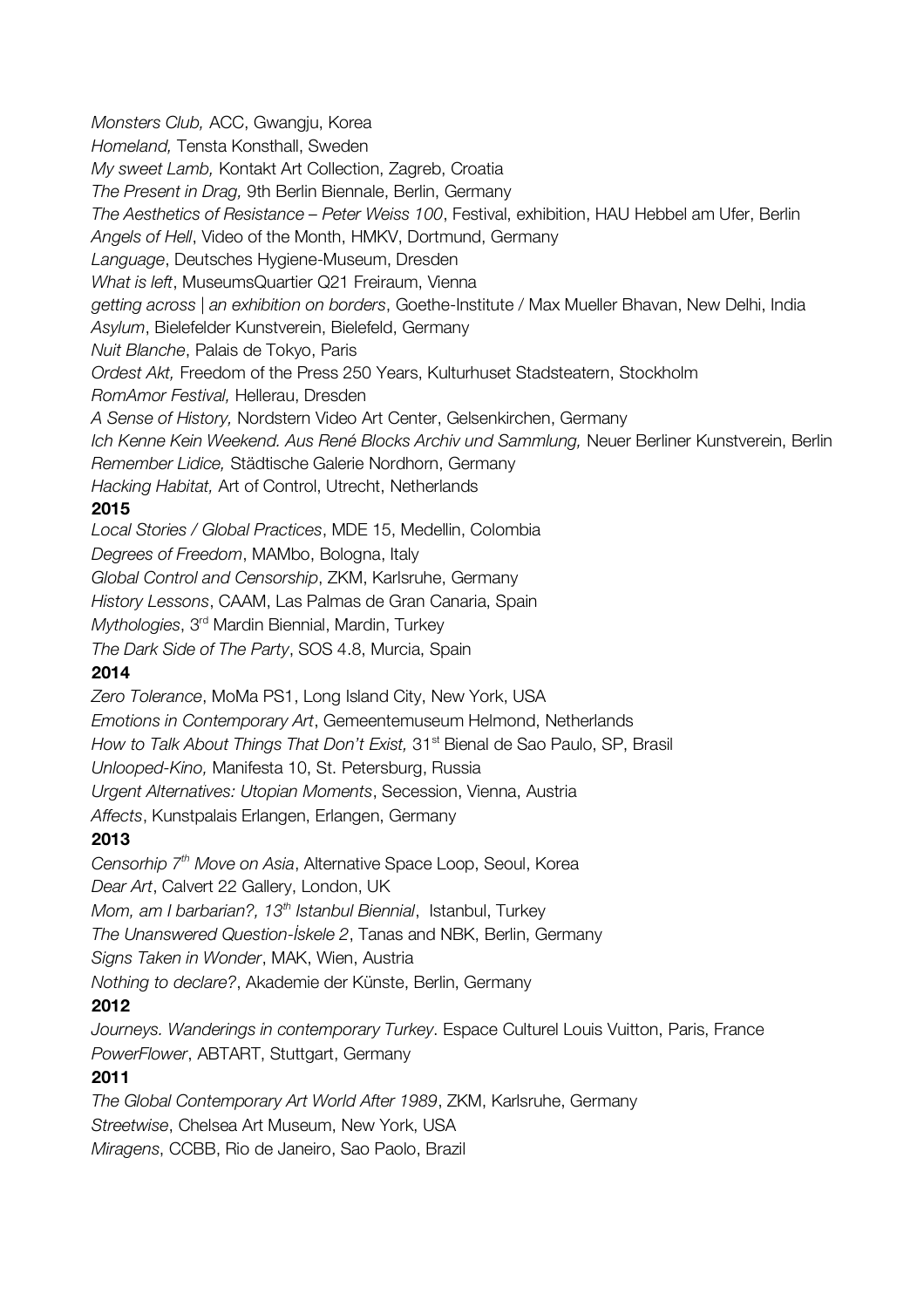*Monsters Club,* ACC, Gwangju, Korea
*Homeland,* Tensta Konsthall, Sweden
*My sweet Lamb,* Kontakt Art Collection, Zagreb, Croatia
*The Present in Drag,* 9th Berlin Biennale, Berlin, Germany
*The Aesthetics of Resistance – Peter Weiss 100*, Festival, exhibition, HAU Hebbel am Ufer, Berlin
*Angels of Hell*, Video of the Month, HMKV, Dortmund, Germany
*Language*, Deutsches Hygiene-Museum, Dresden
*What is left*, MuseumsQuartier Q21 Freiraum, Vienna
*getting across | an exhibition on borders*, Goethe-Institute / Max Mueller Bhavan, New Delhi, India
*Asylum*, Bielefelder Kunstverein, Bielefeld, Germany
*Nuit Blanche*, Palais de Tokyo, Paris
*Ordest Akt,* Freedom of the Press 250 Years, Kulturhuset Stadsteatern, Stockholm
*RomAmor Festival,* Hellerau, Dresden
*A Sense of History,* Nordstern Video Art Center, Gelsenkirchen, Germany
*Ich Kenne Kein Weekend. Aus René Blocks Archiv und Sammlung,* Neuer Berliner Kunstverein, Berlin
*Remember Lidice,* Städtische Galerie Nordhorn, Germany
*Hacking Habitat,* Art of Control, Utrecht, Netherlands

**2015**

*Local Stories / Global Practices*, MDE 15, Medellin, Colombia
*Degrees of Freedom*, MAMbo, Bologna, Italy
*Global Control and Censorship*, ZKM, Karlsruhe, Germany
*History Lessons*, CAAM, Las Palmas de Gran Canaria, Spain
*Mythologies*, 3rd Mardin Biennial, Mardin, Turkey
*The Dark Side of The Party*, SOS 4.8, Murcia, Spain

**2014**

*Zero Tolerance*, MoMa PS1, Long Island City, New York, USA
*Emotions in Contemporary Art*, Gemeentemuseum Helmond, Netherlands
*How to Talk About Things That Don't Exist,* 31st Bienal de Sao Paulo, SP, Brasil
*Unlooped-Kino,* Manifesta 10, St. Petersburg, Russia
*Urgent Alternatives: Utopian Moments*, Secession, Vienna, Austria
*Affects*, Kunstpalais Erlangen, Erlangen, Germany

**2013**

*Censorhip 7th Move on Asia*, Alternative Space Loop, Seoul, Korea
*Dear Art*, Calvert 22 Gallery, London, UK
*Mom, am I barbarian?, 13th Istanbul Biennial*, Istanbul, Turkey
*The Unanswered Question-İskele 2*, Tanas and NBK, Berlin, Germany
*Signs Taken in Wonder*, MAK, Wien, Austria
*Nothing to declare?*, Akademie der Künste, Berlin, Germany

**2012**

*Journeys. Wanderings in contemporary Turkey*. Espace Culturel Louis Vuitton, Paris, France
*PowerFlower*, ABTART, Stuttgart, Germany

**2011**

*The Global Contemporary Art World After 1989*, ZKM, Karlsruhe, Germany
*Streetwise*, Chelsea Art Museum, New York, USA
*Miragens*, CCBB, Rio de Janeiro, Sao Paolo, Brazil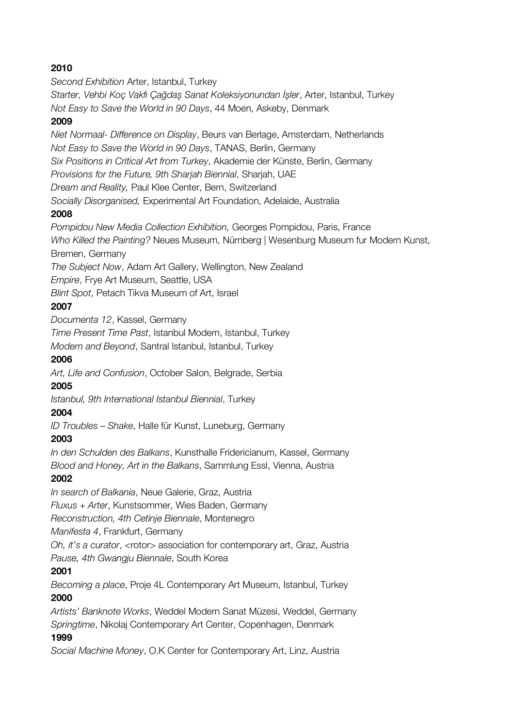**2010**

*Second Exhibition* Arter, Istanbul, Turkey

*Starter, Vehbi Koç Vakfı Çağdaş Sanat Koleksiyonundan İşler*, Arter, Istanbul, Turkey

*Not Easy to Save the World in 90 Days*, 44 Moen, Askeby, Denmark

**2009**

*Niet Normaal- Difference on Display*, Beurs van Berlage, Amsterdam, Netherlands

*Not Easy to Save the World in 90 Days*, TANAS, Berlin, Germany

*Six Positions in Critical Art from Turkey*, Akademie der Künste, Berlin, Germany

*Provisions for the Future, 9th Sharjah Biennial*, Sharjah, UAE

*Dream and Reality,* Paul Klee Center, Bern, Switzerland

*Socially Disorganised,* Experimental Art Foundation, Adelaide, Australia

**2008**

*Pompidou New Media Collection Exhibition,* Georges Pompidou, Paris, France

*Who Killed the Painting?* Neues Museum, Nürnberg | Wesenburg Museum fur Modern Kunst, Bremen, Germany

*The Subject Now*, Adam Art Gallery, Wellington, New Zealand

*Empire*, Frye Art Museum, Seattle, USA

*Blint Spot*, Petach Tikva Museum of Art, Israel

**2007**

*Documenta 12*, Kassel, Germany

*Time Present Time Past*, Istanbul Modern, Istanbul, Turkey

*Modern and Beyond*, Santral Istanbul, Istanbul, Turkey

**2006**

*Art, Life and Confusion*, October Salon, Belgrade, Serbia

**2005**

*Istanbul, 9th International Istanbul Biennial*, Turkey

**2004**

*ID Troubles – Shake*, Halle für Kunst, Luneburg, Germany

**2003**

*In den Schulden des Balkans*, Kunsthalle Fridericianum, Kassel, Germany

*Blood and Honey, Art in the Balkans*, Sammlung Essl, Vienna, Austria

**2002**

*In search of Balkania*, Neue Galerie, Graz, Austria

*Fluxus + Arter*, Kunstsommer, Wies Baden, Germany

*Reconstruction, 4th Cetinje Biennale*, Montenegro

*Manifesta 4*, Frankfurt, Germany

*Oh, it's a curator*, <rotor> association for contemporary art, Graz, Austria

*Pause, 4th Gwangju Biennale*, South Korea

**2001**

*Becoming a place*, Proje 4L Contemporary Art Museum, Istanbul, Turkey

**2000**

*Artists' Banknote Works*, Weddel Modern Sanat Müzesi, Weddel, Germany

*Springtime*, Nikolaj Contemporary Art Center, Copenhagen, Denmark

**1999**

*Social Machine Money*, O.K Center for Contemporary Art, Linz, Austria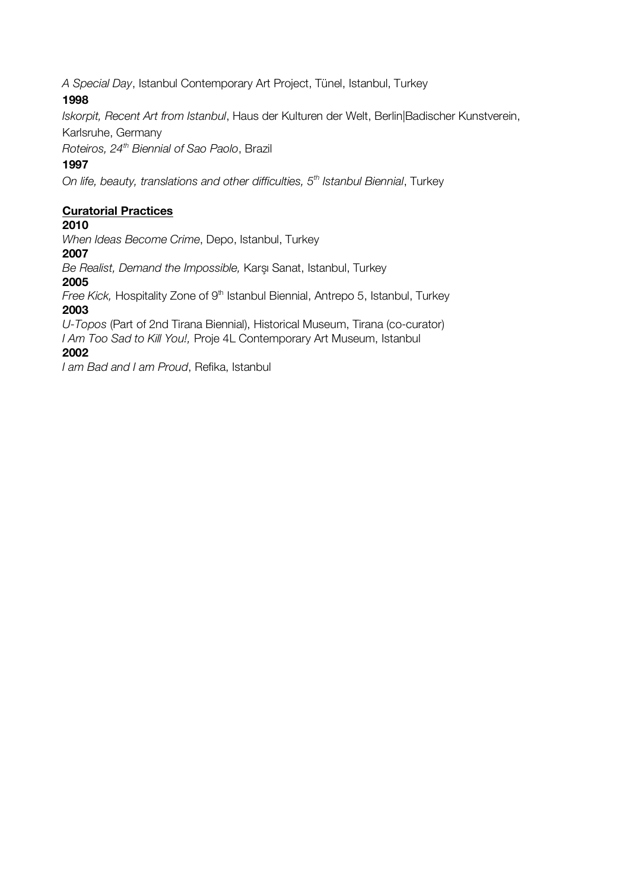*A Special Day*, Istanbul Contemporary Art Project, Tünel, Istanbul, Turkey

**1998**

*Iskorpit, Recent Art from Istanbul*, Haus der Kulturen der Welt, Berlin|Badischer Kunstverein, Karlsruhe, Germany

*Roteiros, 24th Biennial of Sao Paolo*, Brazil

**1997**

*On life, beauty, translations and other difficulties, 5th Istanbul Biennial*, Turkey

**Curatorial Practices**

**2010**

*When Ideas Become Crime*, Depo, Istanbul, Turkey

**2007**

*Be Realist, Demand the Impossible,* Karşı Sanat, Istanbul, Turkey

**2005**

*Free Kick,* Hospitality Zone of 9th Istanbul Biennial, Antrepo 5, Istanbul, Turkey

**2003**

*U-Topos* (Part of 2nd Tirana Biennial), Historical Museum, Tirana (co-curator)

*I Am Too Sad to Kill You!,* Proje 4L Contemporary Art Museum, Istanbul

**2002**

*I am Bad and I am Proud*, Refika, Istanbul